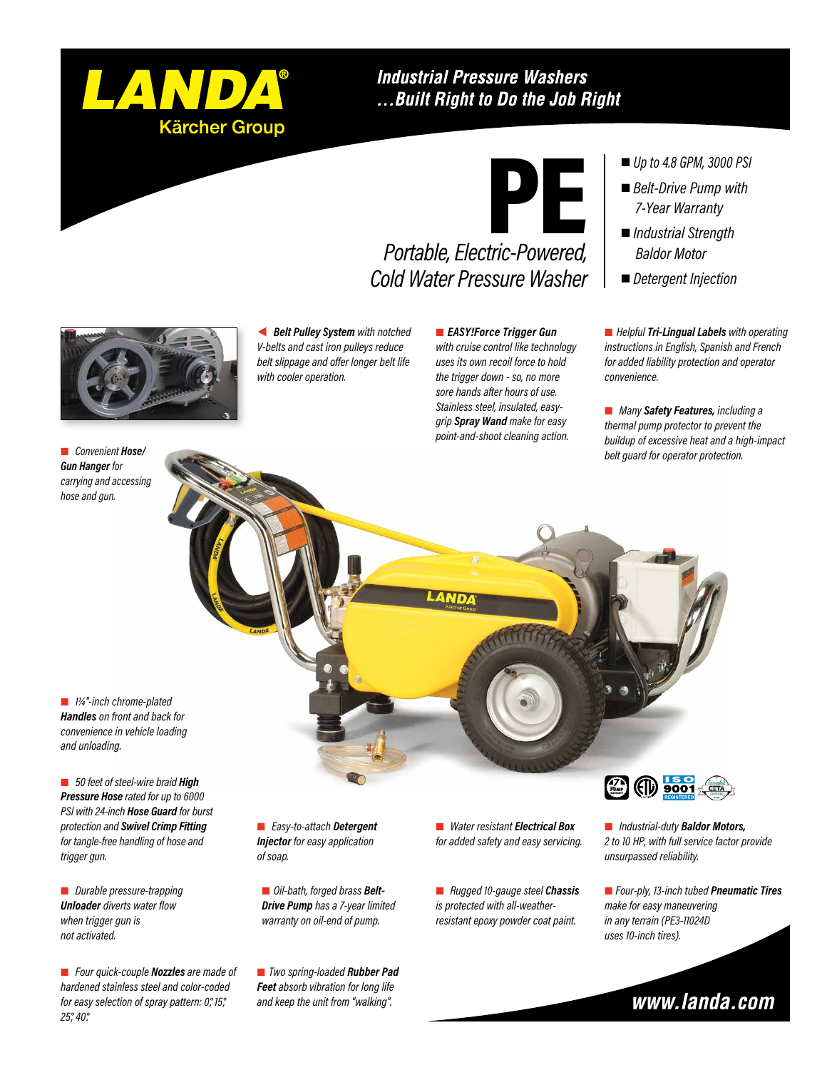# LANDA® Kärcher Group

## Industrial Pressure Washers …Built Right to Do the Job Right

# PE

*Portable, Electric-Powered, Cold Water Pressure Washer*

- *Up to 4.8 GPM, 3000 PSI*
- *Belt-Drive Pump with 7-Year Warranty*
- *Industrial Strength Baldor Motor*
- *Detergent Injection*

- ***Belt Pulley System*** *with notched V-belts and cast iron pulleys reduce belt slippage and offer longer belt life with cooler operation.*
- ***EASY!Force Trigger Gun*** *with cruise control like technology uses its own recoil force to hold the trigger down - so, no more sore hands after hours of use. Stainless steel, insulated, easy-grip* ***Spray Wand*** *make for easy point-and-shoot cleaning action.*
- *Helpful* ***Tri-Lingual Labels*** *with operating instructions in English, Spanish and French for added liability protection and operator convenience.*
- *Many* ***Safety Features,*** *including a thermal pump protector to prevent the buildup of excessive heat and a high-impact belt guard for operator protection.*
- *Convenient* ***Hose/Gun Hanger*** *for carrying and accessing hose and gun.*
- *1¼"-inch chrome-plated* ***Handles*** *on front and back for convenience in vehicle loading and unloading.*
- *50 feet of steel-wire braid* ***High Pressure Hose*** *rated for up to 6000 PSI with 24-inch* ***Hose Guard*** *for burst protection and* ***Swivel Crimp Fitting*** *for tangle-free handling of hose and trigger gun.*
- *Durable pressure-trapping* ***Unloader*** *diverts water flow when trigger gun is not activated.*
- *Four quick-couple* ***Nozzles*** *are made of hardened stainless steel and color-coded for easy selection of spray pattern: 0°, 15°, 25°, 40°.*
- *Easy-to-attach* ***Detergent Injector*** *for easy application of soap.*
- *Oil-bath, forged brass* ***Belt-Drive Pump*** *has a 7-year limited warranty on oil-end of pump.*
- *Two spring-loaded* ***Rubber Pad Feet*** *absorb vibration for long life and keep the unit from "walking".*
- *Water resistant* ***Electrical Box*** *for added safety and easy servicing.*
- *Rugged 10-gauge steel* ***Chassis*** *is protected with all-weather-resistant epoxy powder coat paint.*
- *Industrial-duty* ***Baldor Motors,*** *2 to 10 HP, with full service factor provide unsurpassed reliability.*
- *Four-ply, 13-inch tubed* ***Pneumatic Tires*** *make for easy maneuvering in any terrain (PE3-11024D uses 10-inch tires).*

**www.landa.com**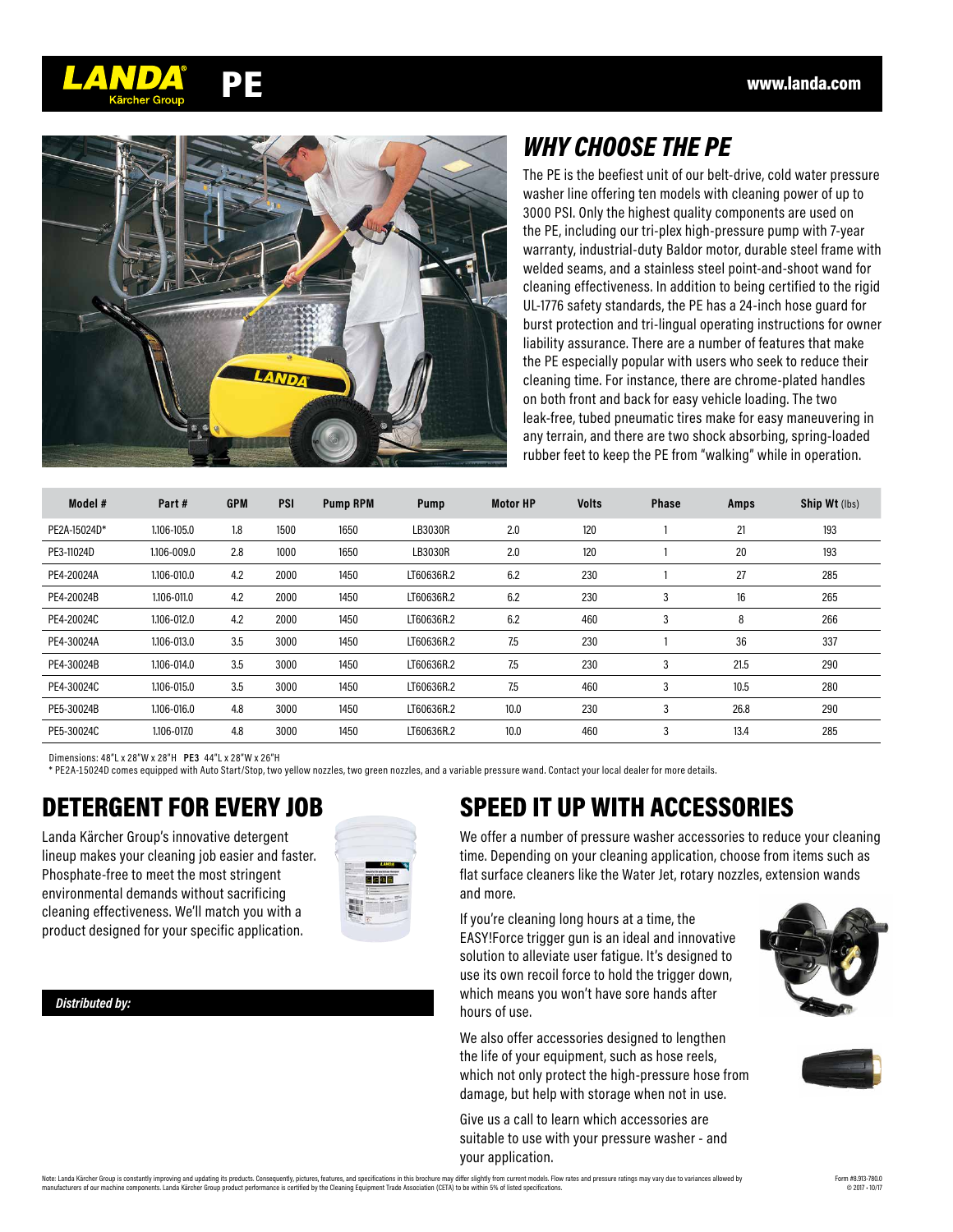# LANDA PE

www.landa.com

## WHY CHOOSE THE PE

The PE is the beefiest unit of our belt-drive, cold water pressure washer line offering ten models with cleaning power of up to 3000 PSI. Only the highest quality components are used on the PE, including our tri-plex high-pressure pump with 7-year warranty, industrial-duty Baldor motor, durable steel frame with welded seams, and a stainless steel point-and-shoot wand for cleaning effectiveness. In addition to being certified to the rigid UL-1776 safety standards, the PE has a 24-inch hose guard for burst protection and tri-lingual operating instructions for owner liability assurance. There are a number of features that make the PE especially popular with users who seek to reduce their cleaning time. For instance, there are chrome-plated handles on both front and back for easy vehicle loading. The two leak-free, tubed pneumatic tires make for easy maneuvering in any terrain, and there are two shock absorbing, spring-loaded rubber feet to keep the PE from "walking" while in operation.

| Model # | Part # | GPM | PSI | Pump RPM | Pump | Motor HP | Volts | Phase | Amps | Ship Wt (lbs) |
|---|---|---|---|---|---|---|---|---|---|---|
| PE2A-15024D* | 1.106-105.0 | 1.8 | 1500 | 1650 | LB3030R | 2.0 | 120 | 1 | 21 | 193 |
| PE3-11024D | 1.106-009.0 | 2.8 | 1000 | 1650 | LB3030R | 2.0 | 120 | 1 | 20 | 193 |
| PE4-20024A | 1.106-010.0 | 4.2 | 2000 | 1450 | LT60636R.2 | 6.2 | 230 | 1 | 27 | 285 |
| PE4-20024B | 1.106-011.0 | 4.2 | 2000 | 1450 | LT60636R.2 | 6.2 | 230 | 3 | 16 | 265 |
| PE4-20024C | 1.106-012.0 | 4.2 | 2000 | 1450 | LT60636R.2 | 6.2 | 460 | 3 | 8 | 266 |
| PE4-30024A | 1.106-013.0 | 3.5 | 3000 | 1450 | LT60636R.2 | 7.5 | 230 | 1 | 36 | 337 |
| PE4-30024B | 1.106-014.0 | 3.5 | 3000 | 1450 | LT60636R.2 | 7.5 | 230 | 3 | 21.5 | 290 |
| PE4-30024C | 1.106-015.0 | 3.5 | 3000 | 1450 | LT60636R.2 | 7.5 | 460 | 3 | 10.5 | 280 |
| PE5-30024B | 1.106-016.0 | 4.8 | 3000 | 1450 | LT60636R.2 | 10.0 | 230 | 3 | 26.8 | 290 |
| PE5-30024C | 1.106-017.0 | 4.8 | 3000 | 1450 | LT60636R.2 | 10.0 | 460 | 3 | 13.4 | 285 |

Dimensions: 48"L x 28"W x 28"H **PE3** 44"L x 28"W x 26"H

* PE2A-15024D comes equipped with Auto Start/Stop, two yellow nozzles, two green nozzles, and a variable pressure wand. Contact your local dealer for more details.

## DETERGENT FOR EVERY JOB

Landa Kärcher Group's innovative detergent lineup makes your cleaning job easier and faster. Phosphate-free to meet the most stringent environmental demands without sacrificing cleaning effectiveness. We'll match you with a product designed for your specific application.

***Distributed by:***

## SPEED IT UP WITH ACCESSORIES

We offer a number of pressure washer accessories to reduce your cleaning time. Depending on your cleaning application, choose from items such as flat surface cleaners like the Water Jet, rotary nozzles, extension wands and more.

If you're cleaning long hours at a time, the EASY!Force trigger gun is an ideal and innovative solution to alleviate user fatigue. It's designed to use its own recoil force to hold the trigger down, which means you won't have sore hands after hours of use.

We also offer accessories designed to lengthen the life of your equipment, such as hose reels, which not only protect the high-pressure hose from damage, but help with storage when not in use.

Give us a call to learn which accessories are suitable to use with your pressure washer - and your application.

Note: Landa Kärcher Group is constantly improving and updating its products. Consequently, pictures, features, and specifications in this brochure may differ slightly from current models. Flow rates and pressure ratings may vary due to variances allowed by manufacturers of our machine components. Landa Kärcher Group product performance is certified by the Cleaning Equipment Trade Association (CETA) to be within 5% of listed specifications.

Form #8.913-780.0
© 2017 • 10/17